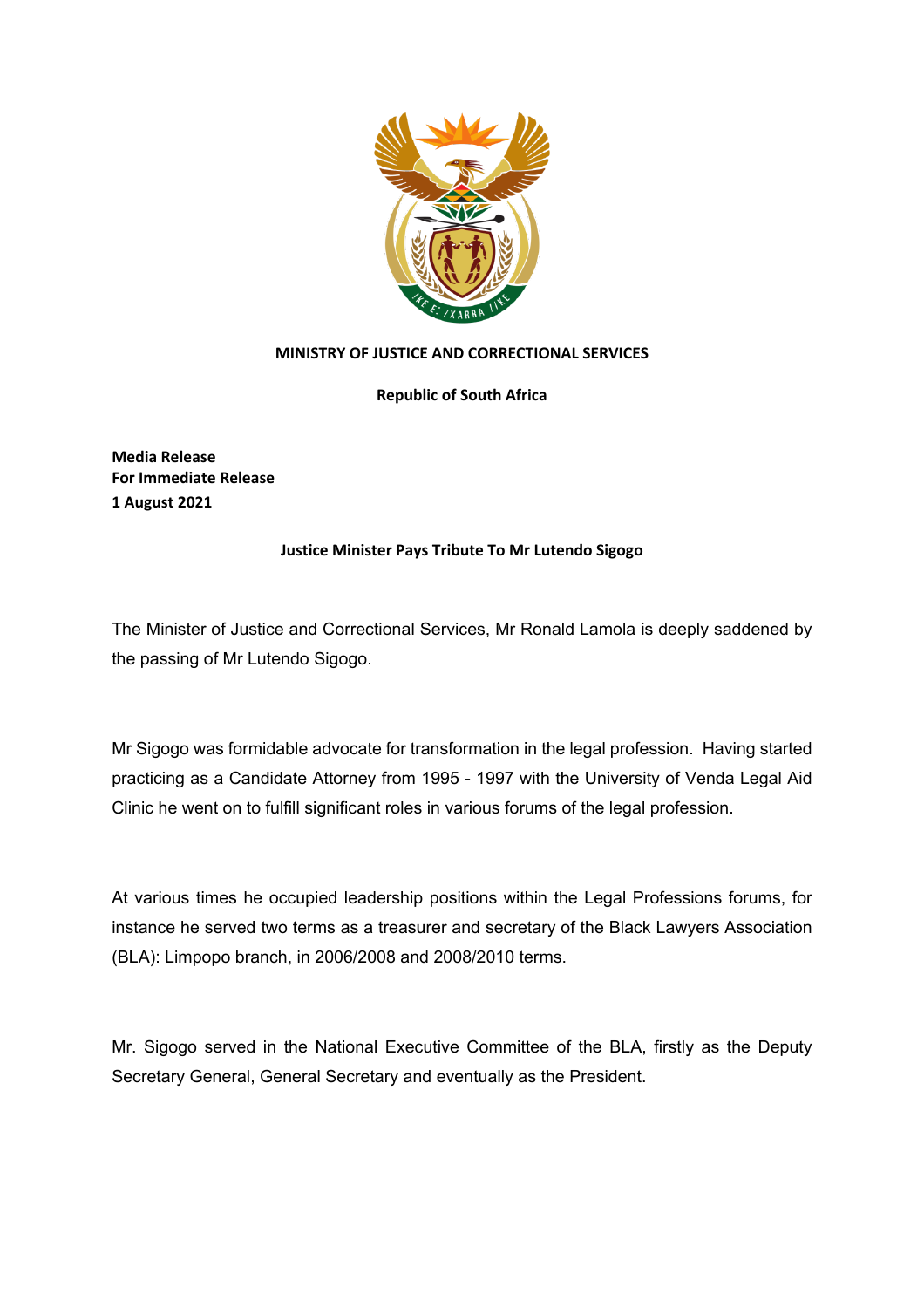**MINISTRY OF JUSTICE AND CORRECTIONAL SERVICES**

**Republic of South Africa**

**Media Release**
**For Immediate Release**
**1 August 2021**

## Justice Minister Pays Tribute To Mr Lutendo Sigogo

The Minister of Justice and Correctional Services, Mr Ronald Lamola is deeply saddened by the passing of Mr Lutendo Sigogo.

Mr Sigogo was formidable advocate for transformation in the legal profession. Having started practicing as a Candidate Attorney from 1995 - 1997 with the University of Venda Legal Aid Clinic he went on to fulfill significant roles in various forums of the legal profession.

At various times he occupied leadership positions within the Legal Professions forums, for instance he served two terms as a treasurer and secretary of the Black Lawyers Association (BLA): Limpopo branch, in 2006/2008 and 2008/2010 terms.

Mr. Sigogo served in the National Executive Committee of the BLA, firstly as the Deputy Secretary General, General Secretary and eventually as the President.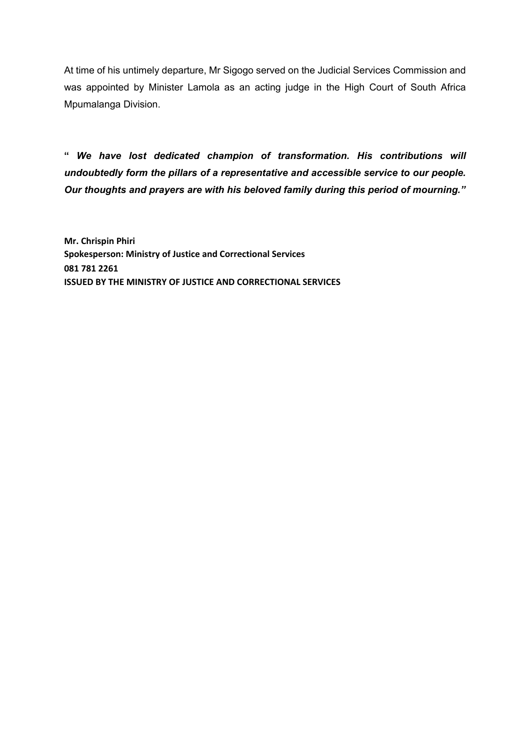At time of his untimely departure, Mr Sigogo served on the Judicial Services Commission and was appointed by Minister Lamola as an acting judge in the High Court of South Africa Mpumalanga Division.

**“ *We have lost dedicated champion of transformation. His contributions will undoubtedly form the pillars of a representative and accessible service to our people. Our thoughts and prayers are with his beloved family during this period of mourning.”***

**Mr. Chrispin Phiri**
**Spokesperson: Ministry of Justice and Correctional Services**
**081 781 2261**
**ISSUED BY THE MINISTRY OF JUSTICE AND CORRECTIONAL SERVICES**